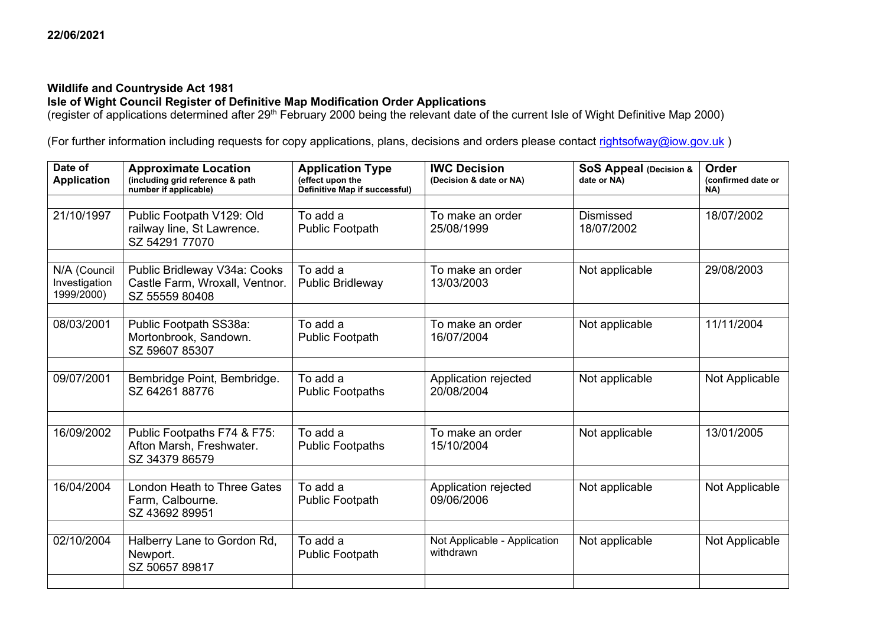22/06/2021

**Wildlife and Countryside Act 1981**
**Isle of Wight Council Register of Definitive Map Modification Order Applications**
(register of applications determined after 29th February 2000 being the relevant date of the current Isle of Wight Definitive Map 2000)

(For further information including requests for copy applications, plans, decisions and orders please contact rightsofway@iow.gov.uk )

| Date of Application | Approximate Location (including grid reference & path number if applicable) | Application Type (effect upon the Definitive Map if successful) | IWC Decision (Decision & date or NA) | SoS Appeal (Decision & date or NA) | Order (confirmed date or NA) |
|---|---|---|---|---|---|
| 21/10/1997 | Public Footpath V129: Old railway line, St Lawrence. SZ 54291 77070 | To add a Public Footpath | To make an order 25/08/1999 | Dismissed 18/07/2002 | 18/07/2002 |
| N/A (Council Investigation 1999/2000) | Public Bridleway V34a: Cooks Castle Farm, Wroxall, Ventnor. SZ 55559 80408 | To add a Public Bridleway | To make an order 13/03/2003 | Not applicable | 29/08/2003 |
| 08/03/2001 | Public Footpath SS38a: Mortonbrook, Sandown. SZ 59607 85307 | To add a Public Footpath | To make an order 16/07/2004 | Not applicable | 11/11/2004 |
| 09/07/2001 | Bembridge Point, Bembridge. SZ 64261 88776 | To add a Public Footpaths | Application rejected 20/08/2004 | Not applicable | Not Applicable |
| 16/09/2002 | Public Footpaths F74 & F75: Afton Marsh, Freshwater. SZ 34379 86579 | To add a Public Footpaths | To make an order 15/10/2004 | Not applicable | 13/01/2005 |
| 16/04/2004 | London Heath to Three Gates Farm, Calbourne. SZ 43692 89951 | To add a Public Footpath | Application rejected 09/06/2006 | Not applicable | Not Applicable |
| 02/10/2004 | Halberry Lane to Gordon Rd, Newport. SZ 50657 89817 | To add a Public Footpath | Not Applicable - Application withdrawn | Not applicable | Not Applicable |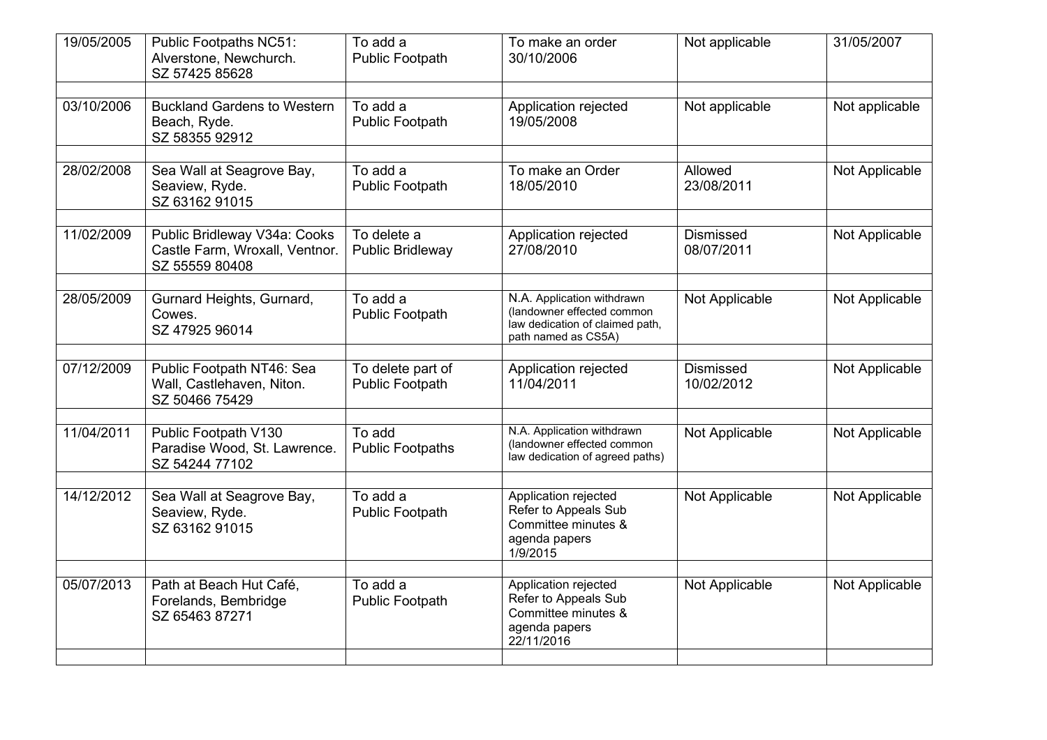| | | | | | |
|---|---|---|---|---|---|
| 19/05/2005 | Public Footpaths NC51: Alverstone, Newchurch. SZ 57425 85628 | To add a Public Footpath | To make an order 30/10/2006 | Not applicable | 31/05/2007 |
| | | | | | |
| 03/10/2006 | Buckland Gardens to Western Beach, Ryde. SZ 58355 92912 | To add a Public Footpath | Application rejected 19/05/2008 | Not applicable | Not applicable |
| | | | | | |
| 28/02/2008 | Sea Wall at Seagrove Bay, Seaview, Ryde. SZ 63162 91015 | To add a Public Footpath | To make an Order 18/05/2010 | Allowed 23/08/2011 | Not Applicable |
| | | | | | |
| 11/02/2009 | Public Bridleway V34a: Cooks Castle Farm, Wroxall, Ventnor. SZ 55559 80408 | To delete a Public Bridleway | Application rejected 27/08/2010 | Dismissed 08/07/2011 | Not Applicable |
| | | | | | |
| 28/05/2009 | Gurnard Heights, Gurnard, Cowes. SZ 47925 96014 | To add a Public Footpath | N.A. Application withdrawn (landowner effected common law dedication of claimed path, path named as CS5A) | Not Applicable | Not Applicable |
| | | | | | |
| 07/12/2009 | Public Footpath NT46: Sea Wall, Castlehaven, Niton. SZ 50466 75429 | To delete part of Public Footpath | Application rejected 11/04/2011 | Dismissed 10/02/2012 | Not Applicable |
| | | | | | |
| 11/04/2011 | Public Footpath V130 Paradise Wood, St. Lawrence. SZ 54244 77102 | To add Public Footpaths | N.A. Application withdrawn (landowner effected common law dedication of agreed paths) | Not Applicable | Not Applicable |
| | | | | | |
| 14/12/2012 | Sea Wall at Seagrove Bay, Seaview, Ryde. SZ 63162 91015 | To add a Public Footpath | Application rejected Refer to Appeals Sub Committee minutes & agenda papers 1/9/2015 | Not Applicable | Not Applicable |
| | | | | | |
| 05/07/2013 | Path at Beach Hut Café, Forelands, Bembridge SZ 65463 87271 | To add a Public Footpath | Application rejected Refer to Appeals Sub Committee minutes & agenda papers 22/11/2016 | Not Applicable | Not Applicable |
| | | | | | |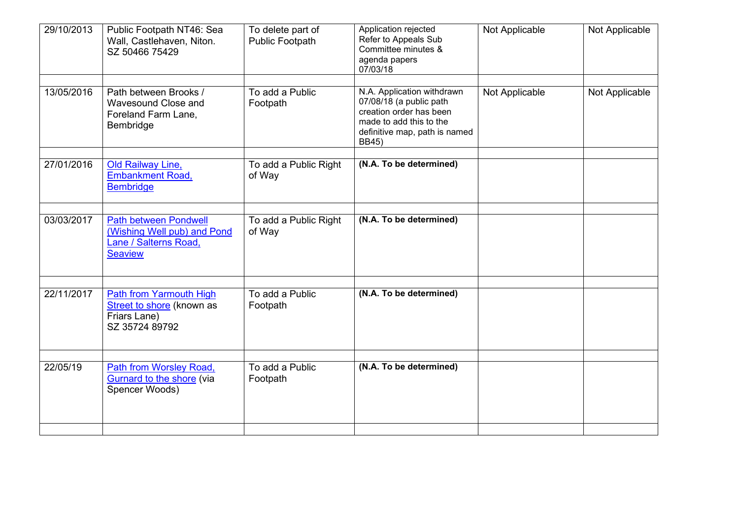| | | | | | |
|---|---|---|---|---|---|
| 29/10/2013 | Public Footpath NT46: Sea Wall, Castlehaven, Niton. SZ 50466 75429 | To delete part of Public Footpath | Application rejected Refer to Appeals Sub Committee minutes & agenda papers 07/03/18 | Not Applicable | Not Applicable |
| | | | | | |
| 13/05/2016 | Path between Brooks / Wavesound Close and Foreland Farm Lane, Bembridge | To add a Public Footpath | N.A. Application withdrawn 07/08/18 (a public path creation order has been made to add this to the definitive map, path is named BB45) | Not Applicable | Not Applicable |
| | | | | | |
| 27/01/2016 | Old Railway Line, Embankment Road, Bembridge | To add a Public Right of Way | **(N.A. To be determined)** | | |
| | | | | | |
| 03/03/2017 | Path between Pondwell (Wishing Well pub) and Pond Lane / Salterns Road, Seaview | To add a Public Right of Way | **(N.A. To be determined)** | | |
| | | | | | |
| 22/11/2017 | Path from Yarmouth High Street to shore (known as Friars Lane) SZ 35724 89792 | To add a Public Footpath | **(N.A. To be determined)** | | |
| | | | | | |
| 22/05/19 | Path from Worsley Road, Gurnard to the shore (via Spencer Woods) | To add a Public Footpath | **(N.A. To be determined)** | | |
| | | | | | |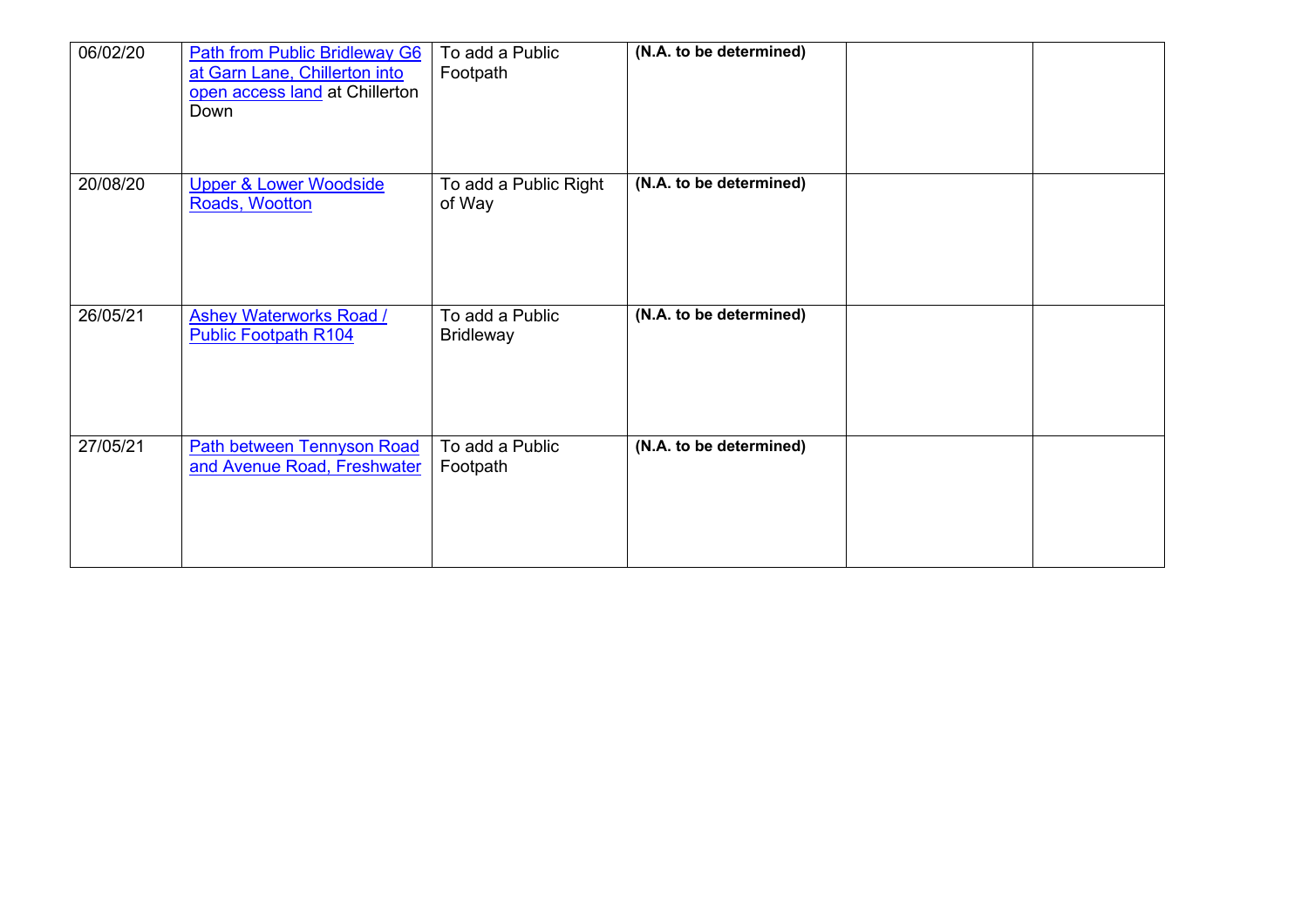| | | | | | |
|---|---|---|---|---|---|
| 06/02/20 | Path from Public Bridleway G6 at Garn Lane, Chillerton into open access land at Chillerton Down | To add a Public Footpath | **(N.A. to be determined)** | | |
| 20/08/20 | Upper & Lower Woodside Roads, Wootton | To add a Public Right of Way | **(N.A. to be determined)** | | |
| 26/05/21 | Ashey Waterworks Road / Public Footpath R104 | To add a Public Bridleway | **(N.A. to be determined)** | | |
| 27/05/21 | Path between Tennyson Road and Avenue Road, Freshwater | To add a Public Footpath | **(N.A. to be determined)** | | |